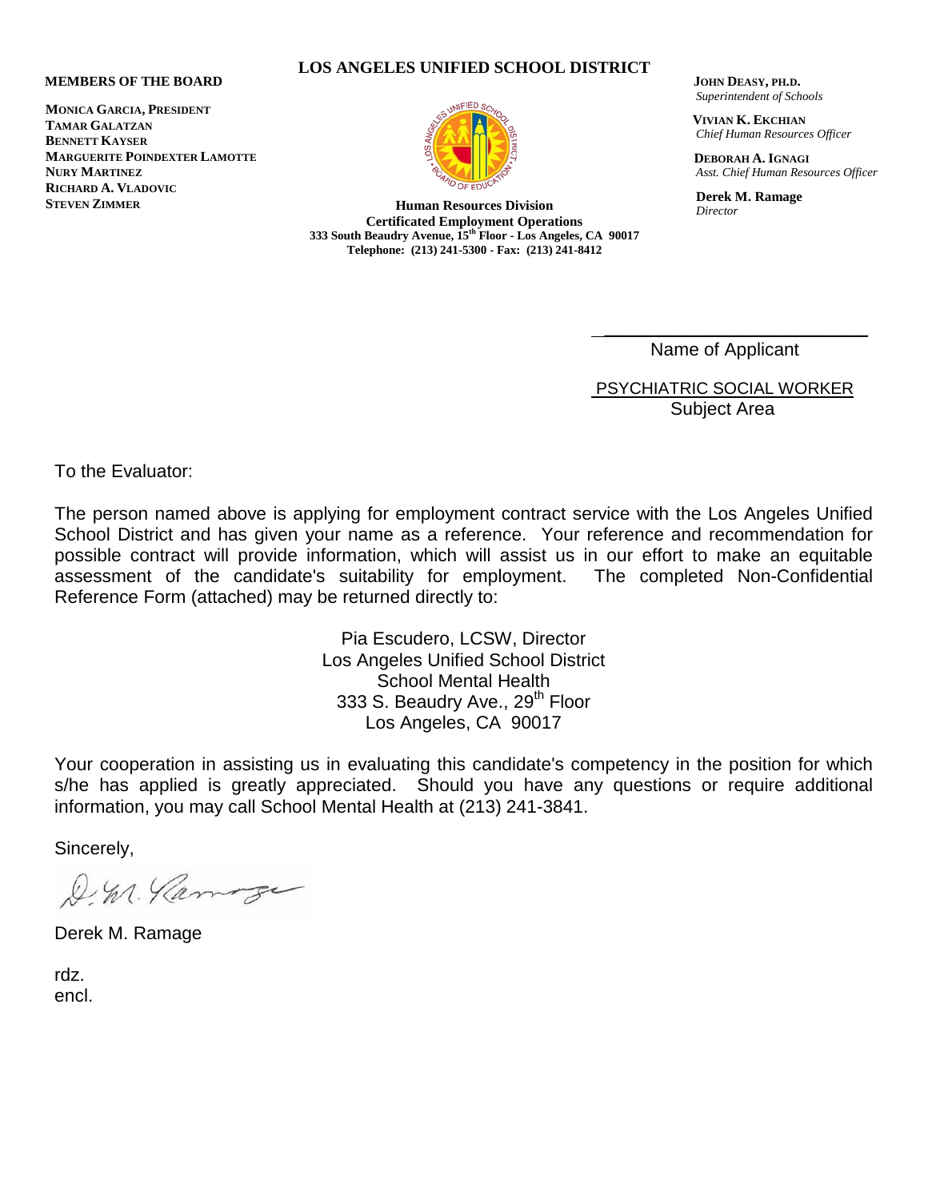**MEMBERS OF THE BOARD**

**MONICA GARCIA, PRESIDENT**
**TAMAR GALATZAN**
**BENNETT KAYSER**
**MARGUERITE POINDEXTER LAMOTTE**
**NURY MARTINEZ**
**RICHARD A. VLADOVIC**
**STEVEN ZIMMER**

**LOS ANGELES UNIFIED SCHOOL DISTRICT**

**Human Resources Division**
**Certificated Employment Operations**
**333 South Beaudry Avenue, 15th Floor - Los Angeles, CA 90017**
**Telephone: (213) 241-5300 - Fax: (213) 241-8412**

**JOHN DEASY, PH.D.**
*Superintendent of Schools*

**VIVIAN K. EKCHIAN**
*Chief Human Resources Officer*

**DEBORAH A. IGNAGI**
*Asst. Chief Human Resources Officer*

**Derek M. Ramage**
*Director*

\_\_\_\_\_\_\_\_\_\_\_\_\_\_\_\_\_\_\_\_\_\_\_\_\_\_\_\_\_\_
Name of Applicant

PSYCHIATRIC SOCIAL WORKER
Subject Area

To the Evaluator:

The person named above is applying for employment contract service with the Los Angeles Unified School District and has given your name as a reference. Your reference and recommendation for possible contract will provide information, which will assist us in our effort to make an equitable assessment of the candidate's suitability for employment. The completed Non-Confidential Reference Form (attached) may be returned directly to:

Pia Escudero, LCSW, Director
Los Angeles Unified School District
School Mental Health
333 S. Beaudry Ave., 29th Floor
Los Angeles, CA 90017

Your cooperation in assisting us in evaluating this candidate's competency in the position for which s/he has applied is greatly appreciated. Should you have any questions or require additional information, you may call School Mental Health at (213) 241-3841.

Sincerely,

D. M. Ramage

Derek M. Ramage

rdz.
encl.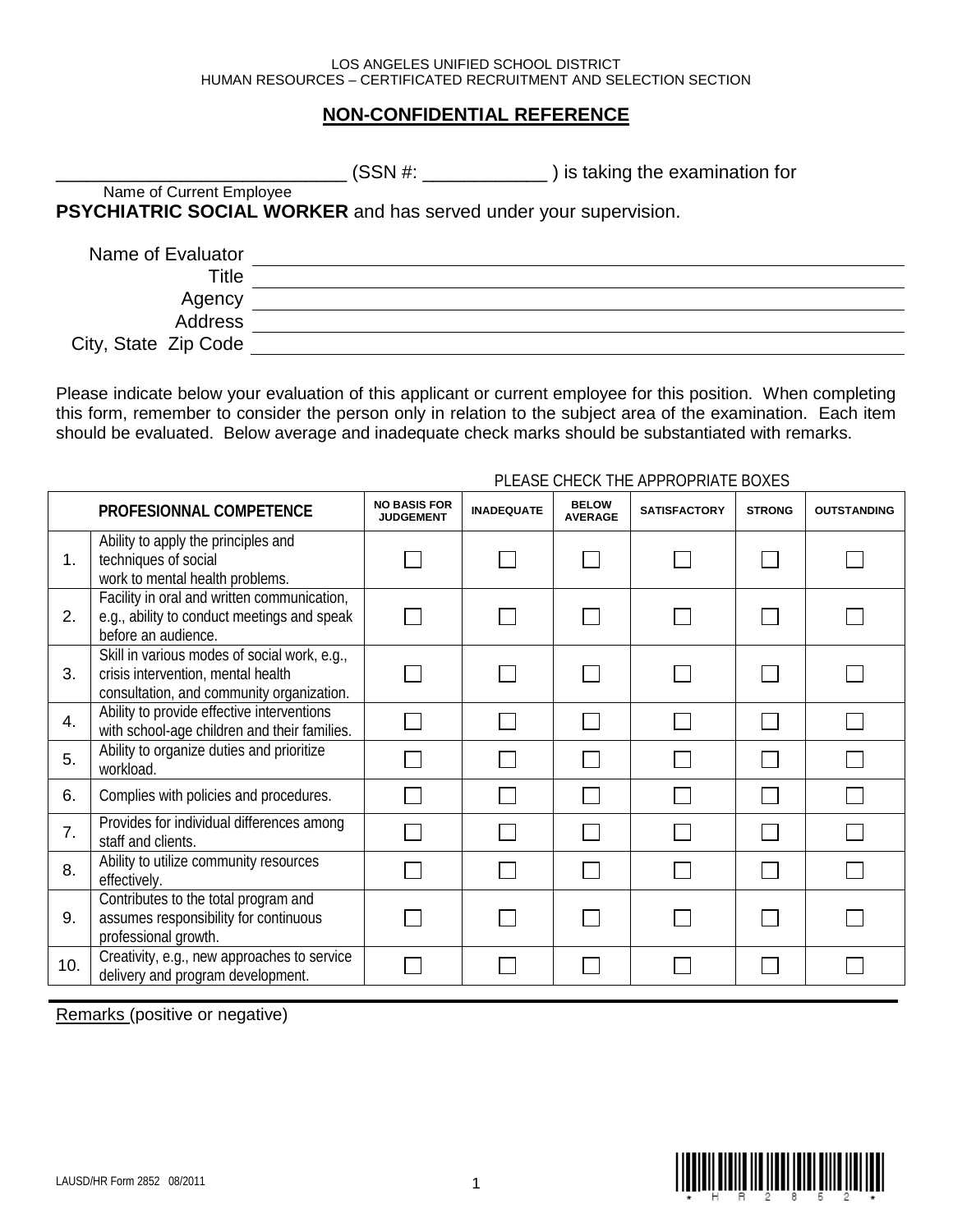LOS ANGELES UNIFIED SCHOOL DISTRICT
HUMAN RESOURCES – CERTIFICATED RECRUITMENT AND SELECTION SECTION

## NON-CONFIDENTIAL REFERENCE

____________________________ (SSN #: ____________ ) is taking the examination for
Name of Current Employee
**PSYCHIATRIC SOCIAL WORKER** and has served under your supervision.

Name of Evaluator ______________________________
Title ______________________________
Agency ______________________________
Address ______________________________
City, State Zip Code ______________________________

Please indicate below your evaluation of this applicant or current employee for this position. When completing this form, remember to consider the person only in relation to the subject area of the examination. Each item should be evaluated. Below average and inadequate check marks should be substantiated with remarks.

PLEASE CHECK THE APPROPRIATE BOXES

| | PROFESIONNAL COMPETENCE | NO BASIS FOR JUDGEMENT | INADEQUATE | BELOW AVERAGE | SATISFACTORY | STRONG | OUTSTANDING |
|---|---|---|---|---|---|---|---|
| 1. | Ability to apply the principles and techniques of social work to mental health problems. | ☐ | ☐ | ☐ | ☐ | ☐ | ☐ |
| 2. | Facility in oral and written communication, e.g., ability to conduct meetings and speak before an audience. | ☐ | ☐ | ☐ | ☐ | ☐ | ☐ |
| 3. | Skill in various modes of social work, e.g., crisis intervention, mental health consultation, and community organization. | ☐ | ☐ | ☐ | ☐ | ☐ | ☐ |
| 4. | Ability to provide effective interventions with school-age children and their families. | ☐ | ☐ | ☐ | ☐ | ☐ | ☐ |
| 5. | Ability to organize duties and prioritize workload. | ☐ | ☐ | ☐ | ☐ | ☐ | ☐ |
| 6. | Complies with policies and procedures. | ☐ | ☐ | ☐ | ☐ | ☐ | ☐ |
| 7. | Provides for individual differences among staff and clients. | ☐ | ☐ | ☐ | ☐ | ☐ | ☐ |
| 8. | Ability to utilize community resources effectively. | ☐ | ☐ | ☐ | ☐ | ☐ | ☐ |
| 9. | Contributes to the total program and assumes responsibility for continuous professional growth. | ☐ | ☐ | ☐ | ☐ | ☐ | ☐ |
| 10. | Creativity, e.g., new approaches to service delivery and program development. | ☐ | ☐ | ☐ | ☐ | ☐ | ☐ |

Remarks (positive or negative)

LAUSD/HR Form 2852 08/2011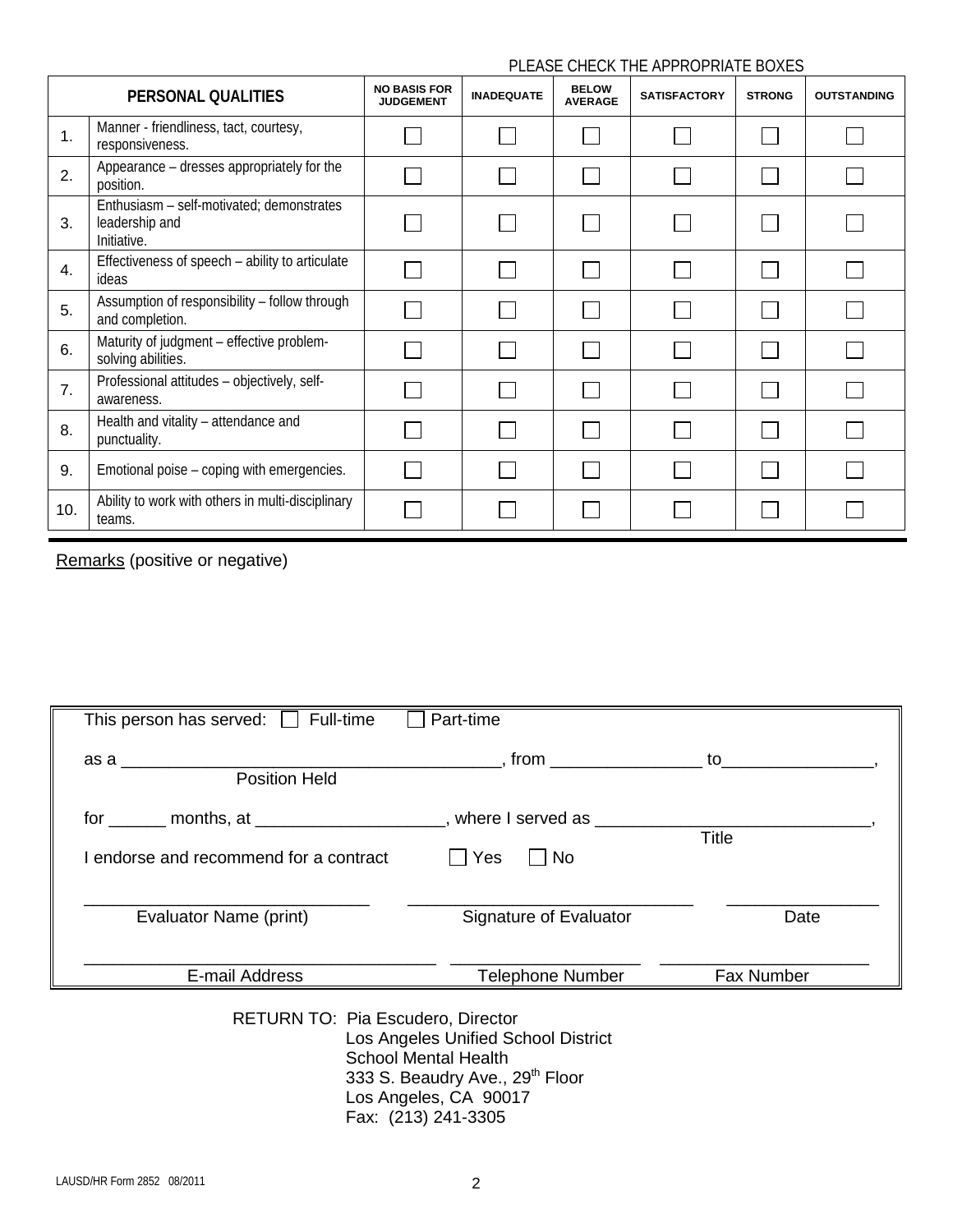PLEASE CHECK THE APPROPRIATE BOXES

| | PERSONAL QUALITIES | NO BASIS FOR JUDGEMENT | INADEQUATE | BELOW AVERAGE | SATISFACTORY | STRONG | OUTSTANDING |
|---|---|---|---|---|---|---|---|
| 1. | Manner - friendliness, tact, courtesy, responsiveness. | ☐ | ☐ | ☐ | ☐ | ☐ | ☐ |
| 2. | Appearance – dresses appropriately for the position. | ☐ | ☐ | ☐ | ☐ | ☐ | ☐ |
| 3. | Enthusiasm – self-motivated; demonstrates leadership and Initiative. | ☐ | ☐ | ☐ | ☐ | ☐ | ☐ |
| 4. | Effectiveness of speech – ability to articulate ideas | ☐ | ☐ | ☐ | ☐ | ☐ | ☐ |
| 5. | Assumption of responsibility – follow through and completion. | ☐ | ☐ | ☐ | ☐ | ☐ | ☐ |
| 6. | Maturity of judgment – effective problem-solving abilities. | ☐ | ☐ | ☐ | ☐ | ☐ | ☐ |
| 7. | Professional attitudes – objectively, self-awareness. | ☐ | ☐ | ☐ | ☐ | ☐ | ☐ |
| 8. | Health and vitality – attendance and punctuality. | ☐ | ☐ | ☐ | ☐ | ☐ | ☐ |
| 9. | Emotional poise – coping with emergencies. | ☐ | ☐ | ☐ | ☐ | ☐ | ☐ |
| 10. | Ability to work with others in multi-disciplinary teams. | ☐ | ☐ | ☐ | ☐ | ☐ | ☐ |

Remarks (positive or negative)

This person has served: ☐ Full-time ☐ Part-time

as a ________________________________________, from ________________ to________________,
Position Held

for ______ months, at ____________________, where I served as _____________________________,
Title

I endorse and recommend for a contract ☐ Yes ☐ No

______________________________ ______________________________ ________________
Evaluator Name (print) Signature of Evaluator Date

_____________________________________ ____________________ ______________________
E-mail Address Telephone Number Fax Number

RETURN TO: Pia Escudero, Director
Los Angeles Unified School District
School Mental Health
333 S. Beaudry Ave., 29th Floor
Los Angeles, CA 90017
Fax: (213) 241-3305

LAUSD/HR Form 2852 08/2011